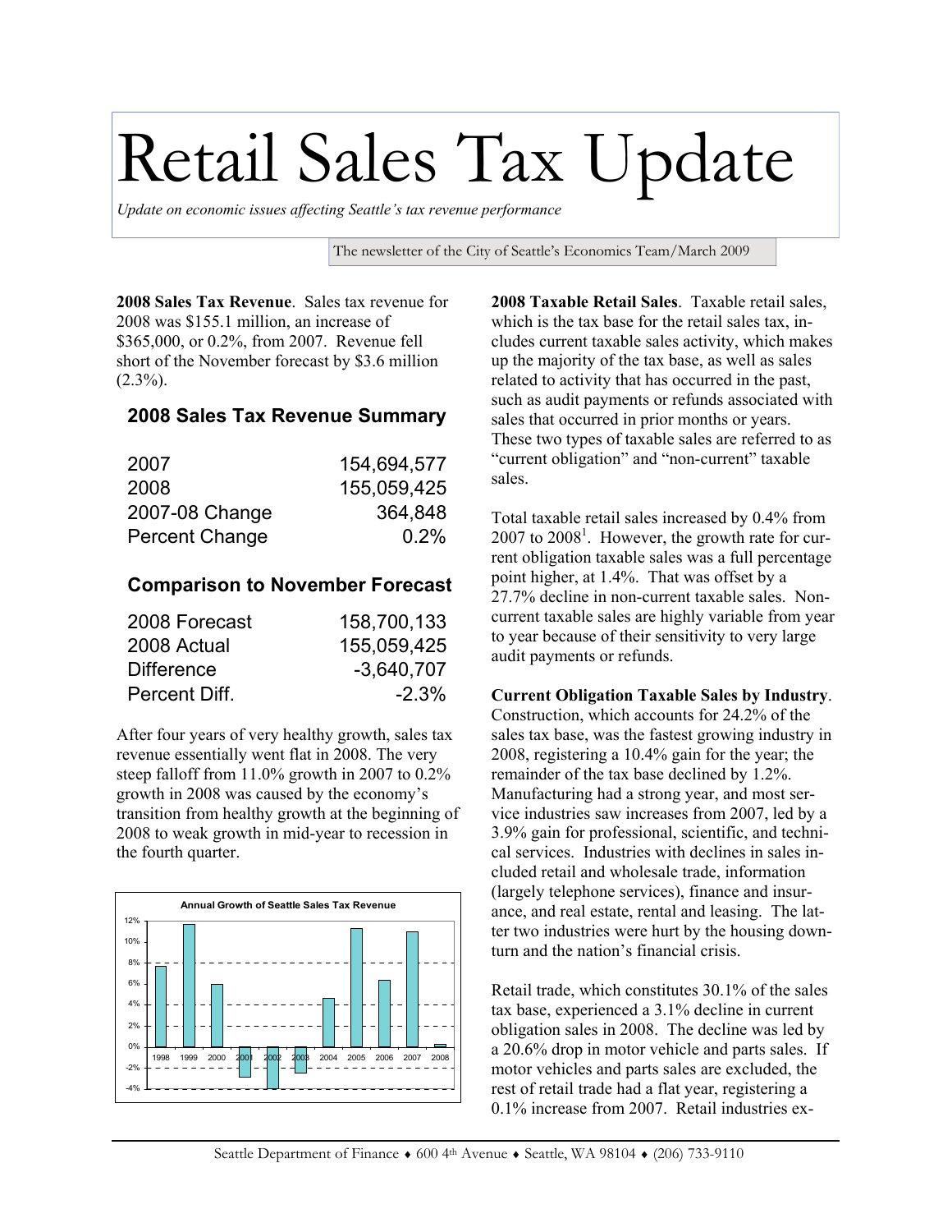# Retail Sales Tax Update

*Update on economic issues affecting Seattle's tax revenue performance*

The newsletter of the City of Seattle's Economics Team/March 2009

**2008 Sales Tax Revenue**. Sales tax revenue for 2008 was $155.1 million, an increase of $365,000, or 0.2%, from 2007. Revenue fell short of the November forecast by $3.6 million (2.3%).

### 2008 Sales Tax Revenue Summary

| | |
|---|---:|
| 2007 | 154,694,577 |
| 2008 | 155,059,425 |
| 2007-08 Change | 364,848 |
| Percent Change | 0.2% |

### Comparison to November Forecast

| | |
|---|---:|
| 2008 Forecast | 158,700,133 |
| 2008 Actual | 155,059,425 |
| Difference | -3,640,707 |
| Percent Diff. | -2.3% |

After four years of very healthy growth, sales tax revenue essentially went flat in 2008. The very steep falloff from 11.0% growth in 2007 to 0.2% growth in 2008 was caused by the economy's transition from healthy growth at the beginning of 2008 to weak growth in mid-year to recession in the fourth quarter.

**Annual Growth of Seattle Sales Tax Revenue**

**2008 Taxable Retail Sales**. Taxable retail sales, which is the tax base for the retail sales tax, includes current taxable sales activity, which makes up the majority of the tax base, as well as sales related to activity that has occurred in the past, such as audit payments or refunds associated with sales that occurred in prior months or years. These two types of taxable sales are referred to as "current obligation" and "non-current" taxable sales.

Total taxable retail sales increased by 0.4% from 2007 to 2008[1]. However, the growth rate for current obligation taxable sales was a full percentage point higher, at 1.4%. That was offset by a 27.7% decline in non-current taxable sales. Non-current taxable sales are highly variable from year to year because of their sensitivity to very large audit payments or refunds.

**Current Obligation Taxable Sales by Industry**. Construction, which accounts for 24.2% of the sales tax base, was the fastest growing industry in 2008, registering a 10.4% gain for the year; the remainder of the tax base declined by 1.2%. Manufacturing had a strong year, and most service industries saw increases from 2007, led by a 3.9% gain for professional, scientific, and technical services. Industries with declines in sales included retail and wholesale trade, information (largely telephone services), finance and insurance, and real estate, rental and leasing. The latter two industries were hurt by the housing downturn and the nation's financial crisis.

Retail trade, which constitutes 30.1% of the sales tax base, experienced a 3.1% decline in current obligation sales in 2008. The decline was led by a 20.6% drop in motor vehicle and parts sales. If motor vehicles and parts sales are excluded, the rest of retail trade had a flat year, registering a 0.1% increase from 2007. Retail industries ex-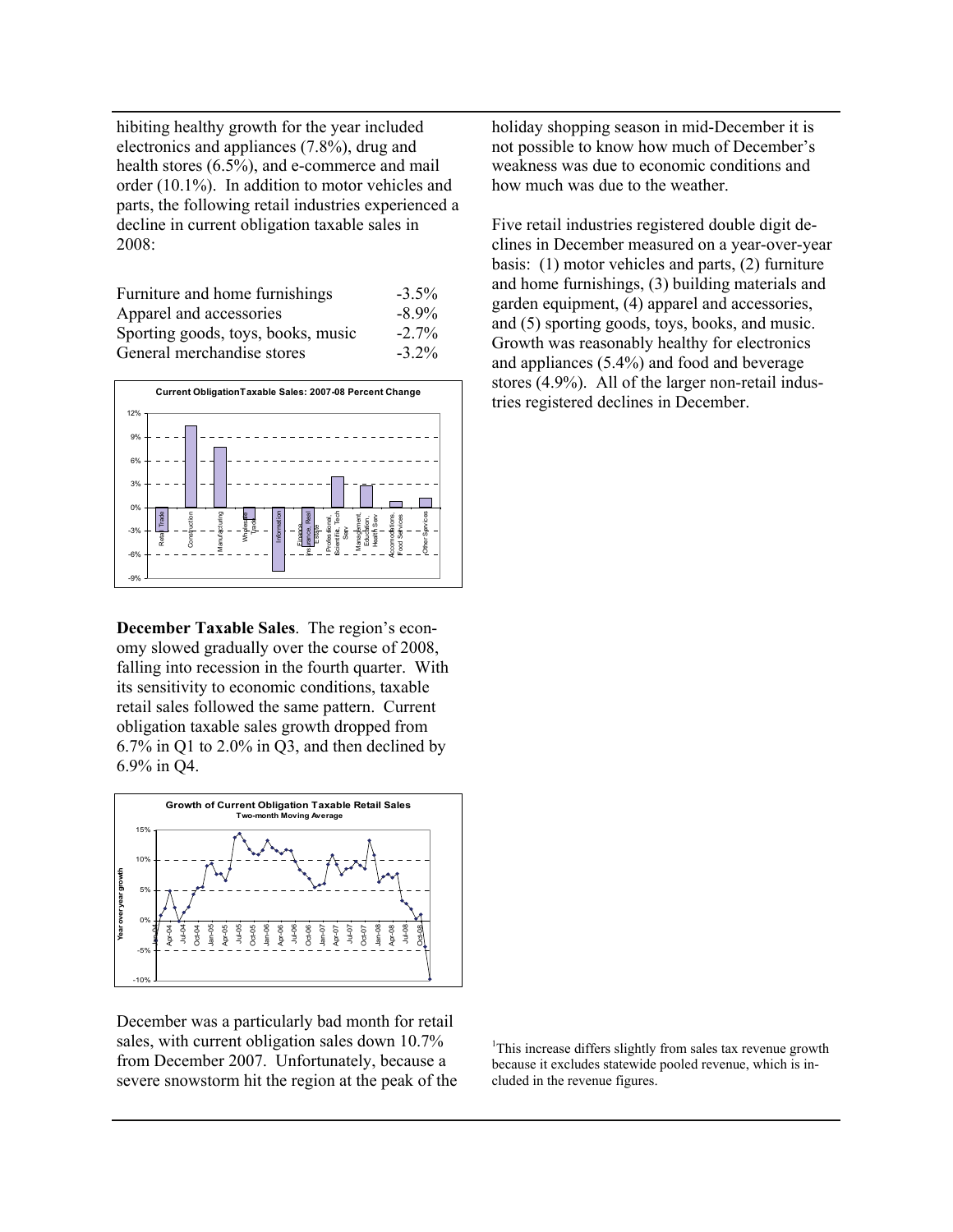hibiting healthy growth for the year included electronics and appliances (7.8%), drug and health stores (6.5%), and e-commerce and mail order (10.1%). In addition to motor vehicles and parts, the following retail industries experienced a decline in current obligation taxable sales in 2008:

| | |
|---|---|
| Furniture and home furnishings | -3.5% |
| Apparel and accessories | -8.9% |
| Sporting goods, toys, books, music | -2.7% |
| General merchandise stores | -3.2% |

Current ObligationTaxable Sales: 2007-08 Percent Change

12%
9%
6%
3%
0%
-3%
-6%
-9%

Retail Trade
Construction
Manufacturing
Wholesale Trade
Information
Finance, Insurance, Real Estate
Professional, Scientific, Tech Serv
Management, Education, Health Serv
Accommodations, Food Services
Other Services

**December Taxable Sales**. The region's economy slowed gradually over the course of 2008, falling into recession in the fourth quarter. With its sensitivity to economic conditions, taxable retail sales followed the same pattern. Current obligation taxable sales growth dropped from 6.7% in Q1 to 2.0% in Q3, and then declined by 6.9% in Q4.

Growth of Current Obligation Taxable Retail Sales
Two-month Moving Average

Year over year growth

15%
10%
5%
0%
-5%
-10%

Jan-04
Apr-04
Jul-04
Oct-04
Jan-05
Apr-05
Jul-05
Oct-05
Jan-06
Apr-06
Jul-06
Oct-06
Jan-07
Apr-07
Jul-07
Oct-07
Jan-08
Apr-08
Jul-08
Oct-08

December was a particularly bad month for retail sales, with current obligation sales down 10.7% from December 2007. Unfortunately, because a severe snowstorm hit the region at the peak of the holiday shopping season in mid-December it is not possible to know how much of December's weakness was due to economic conditions and how much was due to the weather.

Five retail industries registered double digit declines in December measured on a year-over-year basis: (1) motor vehicles and parts, (2) furniture and home furnishings, (3) building materials and garden equipment, (4) apparel and accessories, and (5) sporting goods, toys, books, and music. Growth was reasonably healthy for electronics and appliances (5.4%) and food and beverage stores (4.9%). All of the larger non-retail industries registered declines in December.

[1]This increase differs slightly from sales tax revenue growth because it excludes statewide pooled revenue, which is included in the revenue figures.